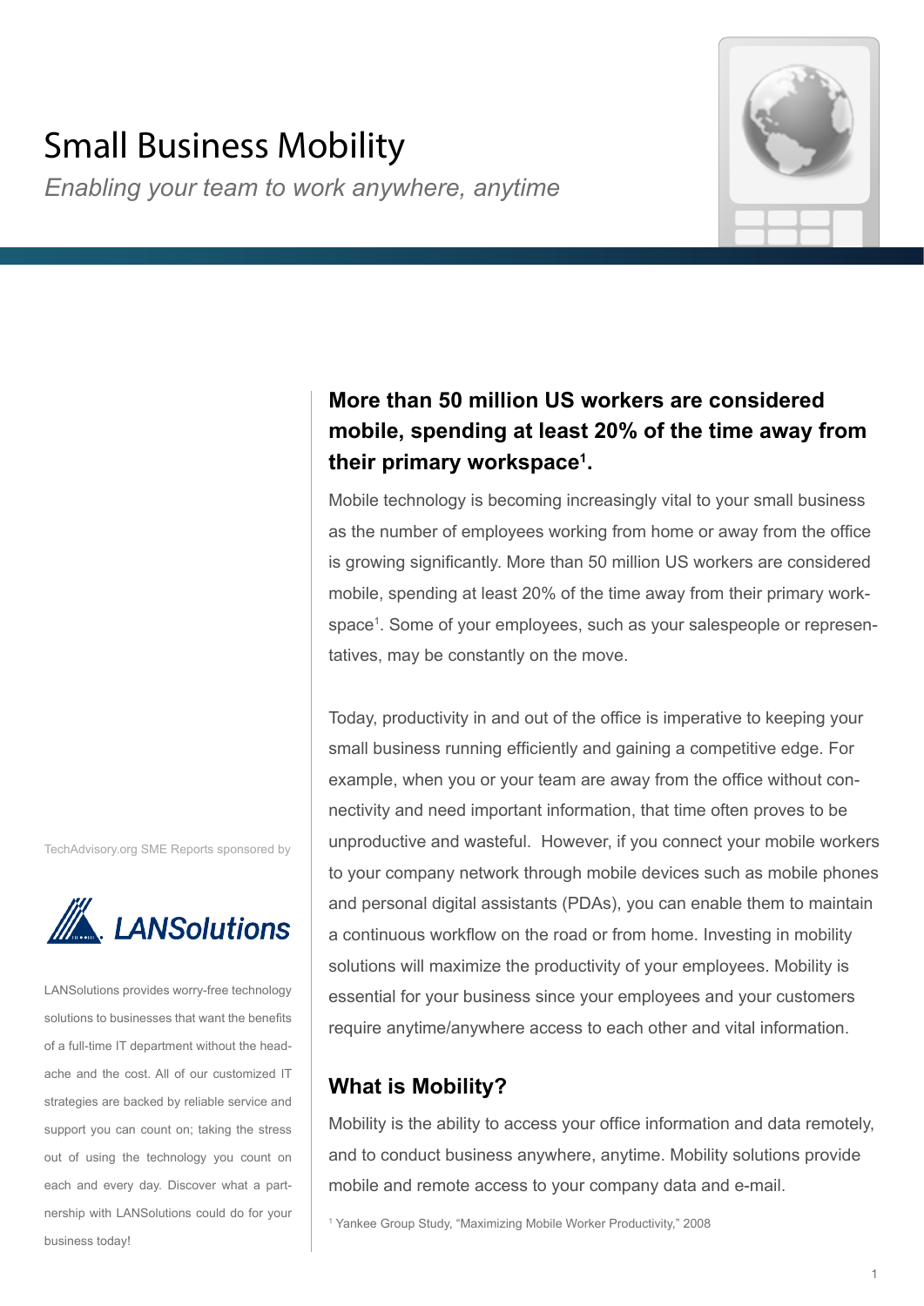# Small Business Mobility

*Enabling your team to work anywhere, anytime*

## More than 50 million US workers are considered mobile, spending at least 20% of the time away from their primary workspace[1].

Mobile technology is becoming increasingly vital to your small business as the number of employees working from home or away from the office is growing significantly. More than 50 million US workers are considered mobile, spending at least 20% of the time away from their primary workspace[1]. Some of your employees, such as your salespeople or representatives, may be constantly on the move.

Today, productivity in and out of the office is imperative to keeping your small business running efficiently and gaining a competitive edge. For example, when you or your team are away from the office without connectivity and need important information, that time often proves to be unproductive and wasteful. However, if you connect your mobile workers to your company network through mobile devices such as mobile phones and personal digital assistants (PDAs), you can enable them to maintain a continuous workflow on the road or from home. Investing in mobility solutions will maximize the productivity of your employees. Mobility is essential for your business since your employees and your customers require anytime/anywhere access to each other and vital information.

## What is Mobility?

Mobility is the ability to access your office information and data remotely, and to conduct business anywhere, anytime. Mobility solutions provide mobile and remote access to your company data and e-mail.

[1] Yankee Group Study, "Maximizing Mobile Worker Productivity," 2008

TechAdvisory.org SME Reports sponsored by

LANSolutions

LANSolutions provides worry-free technology solutions to businesses that want the benefits of a full-time IT department without the headache and the cost. All of our customized IT strategies are backed by reliable service and support you can count on; taking the stress out of using the technology you count on each and every day. Discover what a partnership with LANSolutions could do for your business today!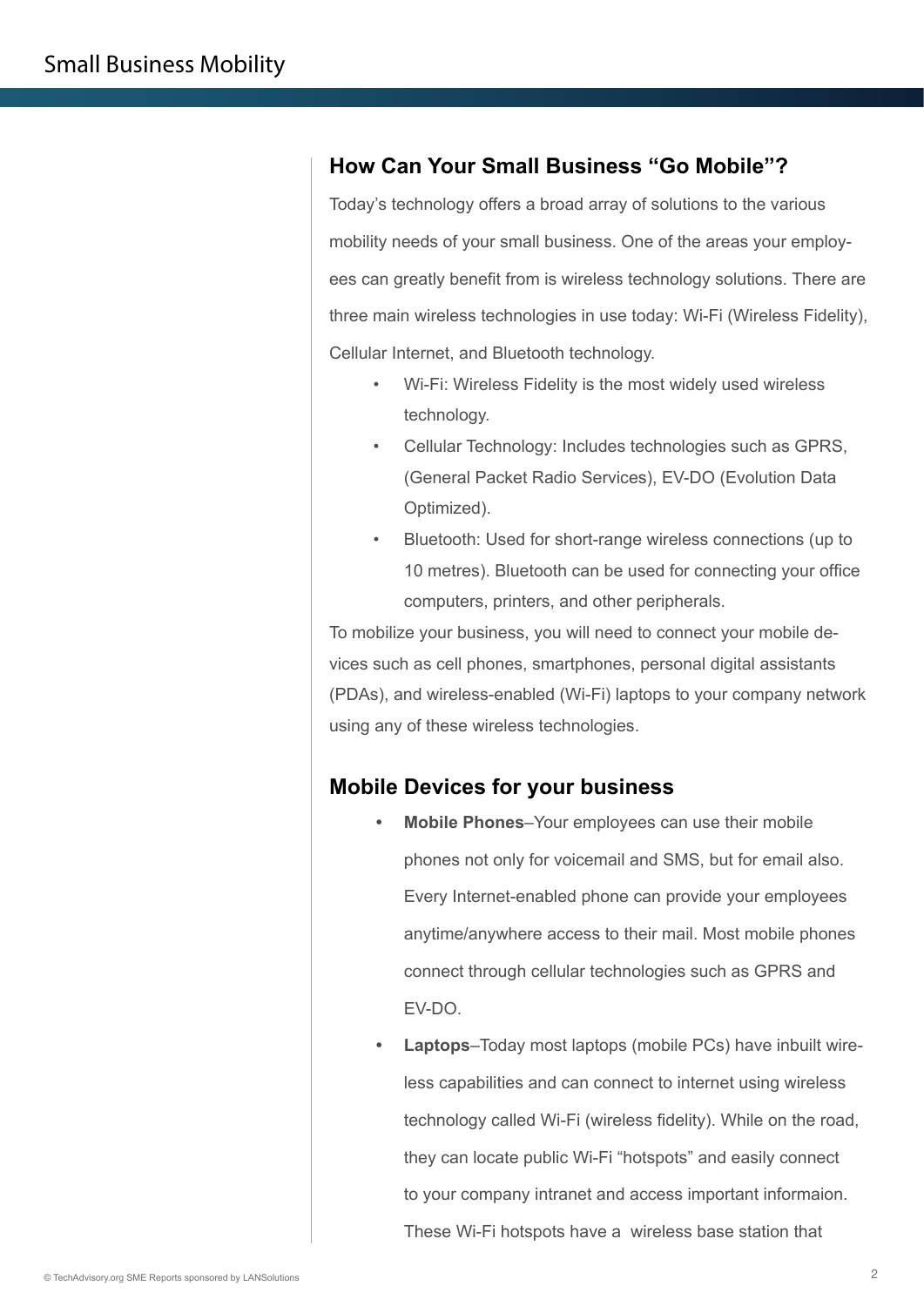## How Can Your Small Business "Go Mobile"?

Today's technology offers a broad array of solutions to the various mobility needs of your small business. One of the areas your employees can greatly benefit from is wireless technology solutions. There are three main wireless technologies in use today: Wi-Fi (Wireless Fidelity), Cellular Internet, and Bluetooth technology.

- Wi-Fi: Wireless Fidelity is the most widely used wireless technology.
- Cellular Technology: Includes technologies such as GPRS, (General Packet Radio Services), EV-DO (Evolution Data Optimized).
- Bluetooth: Used for short-range wireless connections (up to 10 metres). Bluetooth can be used for connecting your office computers, printers, and other peripherals.

To mobilize your business, you will need to connect your mobile devices such as cell phones, smartphones, personal digital assistants (PDAs), and wireless-enabled (Wi-Fi) laptops to your company network using any of these wireless technologies.

## Mobile Devices for your business

- **Mobile Phones**–Your employees can use their mobile phones not only for voicemail and SMS, but for email also. Every Internet-enabled phone can provide your employees anytime/anywhere access to their mail. Most mobile phones connect through cellular technologies such as GPRS and EV-DO.
- **Laptops**–Today most laptops (mobile PCs) have inbuilt wireless capabilities and can connect to internet using wireless technology called Wi-Fi (wireless fidelity). While on the road, they can locate public Wi-Fi "hotspots" and easily connect to your company intranet and access important informaion. These Wi-Fi hotspots have a wireless base station that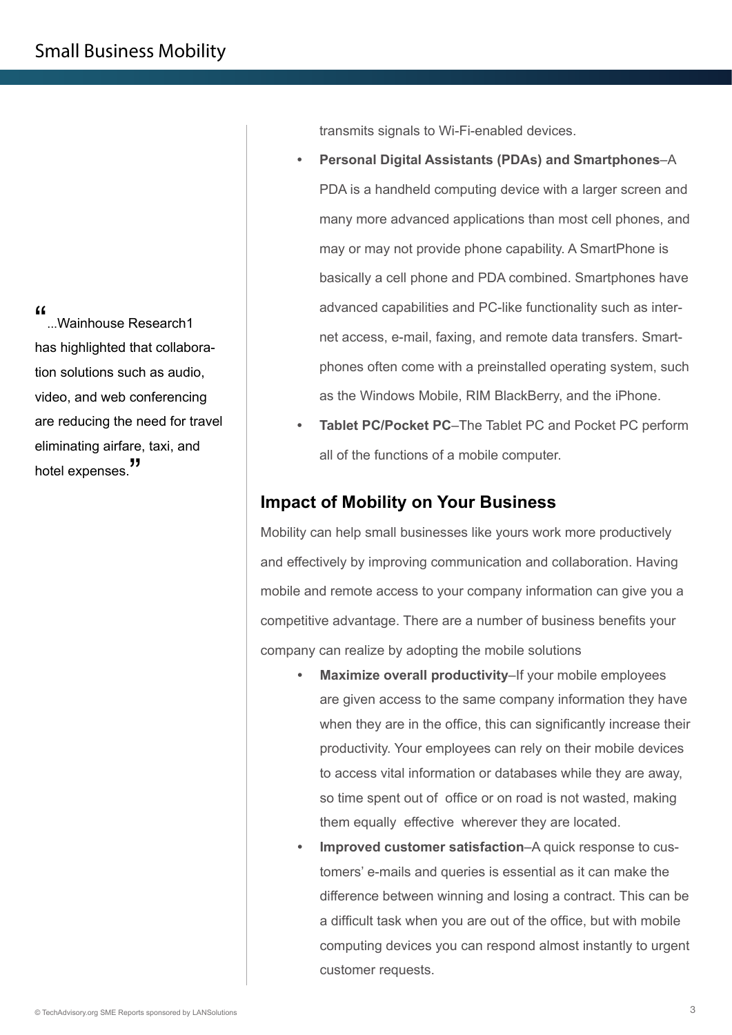> "...Wainhouse Research1 has highlighted that collaboration solutions such as audio, video, and web conferencing are reducing the need for travel eliminating airfare, taxi, and hotel expenses."

transmits signals to Wi-Fi-enabled devices.

- **Personal Digital Assistants (PDAs) and Smartphones**–A PDA is a handheld computing device with a larger screen and many more advanced applications than most cell phones, and may or may not provide phone capability. A SmartPhone is basically a cell phone and PDA combined. Smartphones have advanced capabilities and PC-like functionality such as internet access, e-mail, faxing, and remote data transfers. Smartphones often come with a preinstalled operating system, such as the Windows Mobile, RIM BlackBerry, and the iPhone.
- **Tablet PC/Pocket PC**–The Tablet PC and Pocket PC perform all of the functions of a mobile computer.

## Impact of Mobility on Your Business

Mobility can help small businesses like yours work more productively and effectively by improving communication and collaboration. Having mobile and remote access to your company information can give you a competitive advantage. There are a number of business benefits your company can realize by adopting the mobile solutions

- **Maximize overall productivity**–If your mobile employees are given access to the same company information they have when they are in the office, this can significantly increase their productivity. Your employees can rely on their mobile devices to access vital information or databases while they are away, so time spent out of office or on road is not wasted, making them equally effective wherever they are located.
- **Improved customer satisfaction**–A quick response to customers' e-mails and queries is essential as it can make the difference between winning and losing a contract. This can be a difficult task when you are out of the office, but with mobile computing devices you can respond almost instantly to urgent customer requests.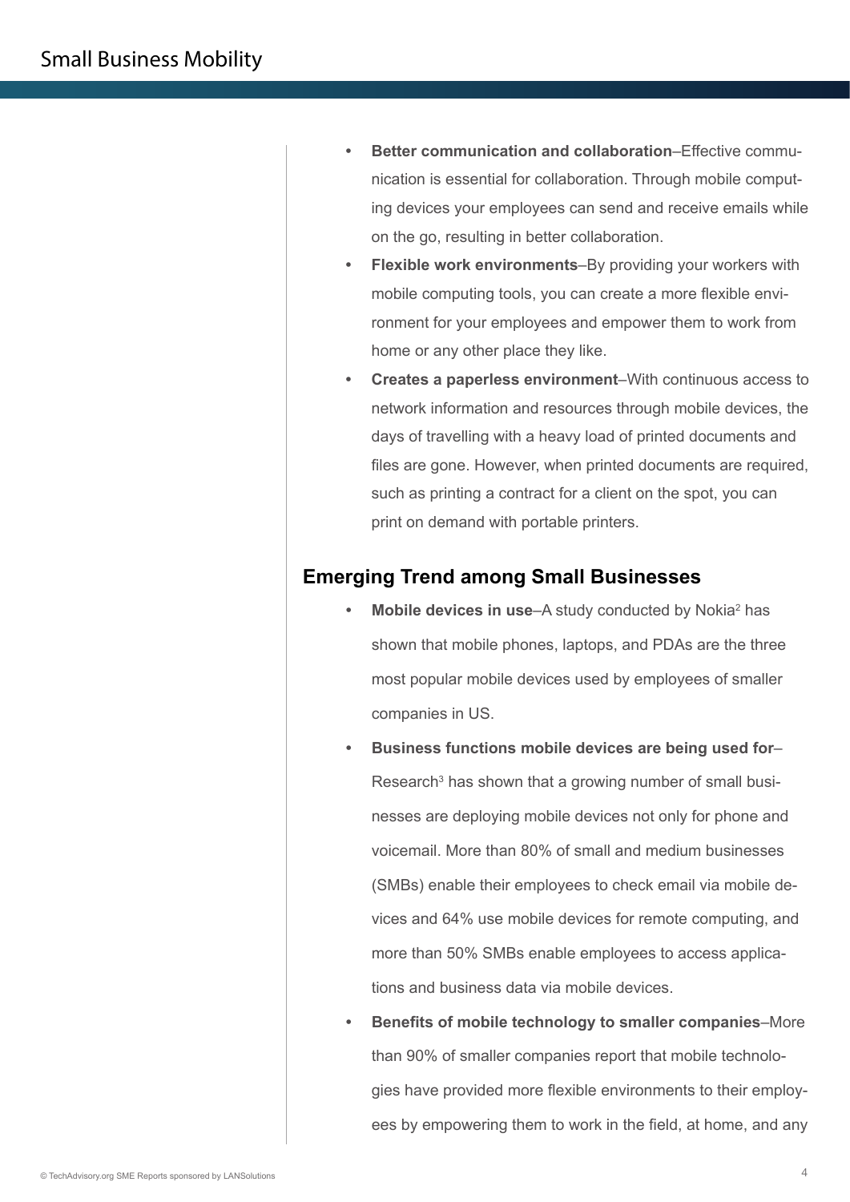- **Better communication and collaboration**–Effective communication is essential for collaboration. Through mobile computing devices your employees can send and receive emails while on the go, resulting in better collaboration.
- **Flexible work environments**–By providing your workers with mobile computing tools, you can create a more flexible environment for your employees and empower them to work from home or any other place they like.
- **Creates a paperless environment**–With continuous access to network information and resources through mobile devices, the days of travelling with a heavy load of printed documents and files are gone. However, when printed documents are required, such as printing a contract for a client on the spot, you can print on demand with portable printers.

## Emerging Trend among Small Businesses

- **Mobile devices in use**–A study conducted by Nokia[2] has shown that mobile phones, laptops, and PDAs are the three most popular mobile devices used by employees of smaller companies in US.
- **Business functions mobile devices are being used for**–Research[3] has shown that a growing number of small businesses are deploying mobile devices not only for phone and voicemail. More than 80% of small and medium businesses (SMBs) enable their employees to check email via mobile devices and 64% use mobile devices for remote computing, and more than 50% SMBs enable employees to access applications and business data via mobile devices.
- **Benefits of mobile technology to smaller companies**–More than 90% of smaller companies report that mobile technologies have provided more flexible environments to their employees by empowering them to work in the field, at home, and any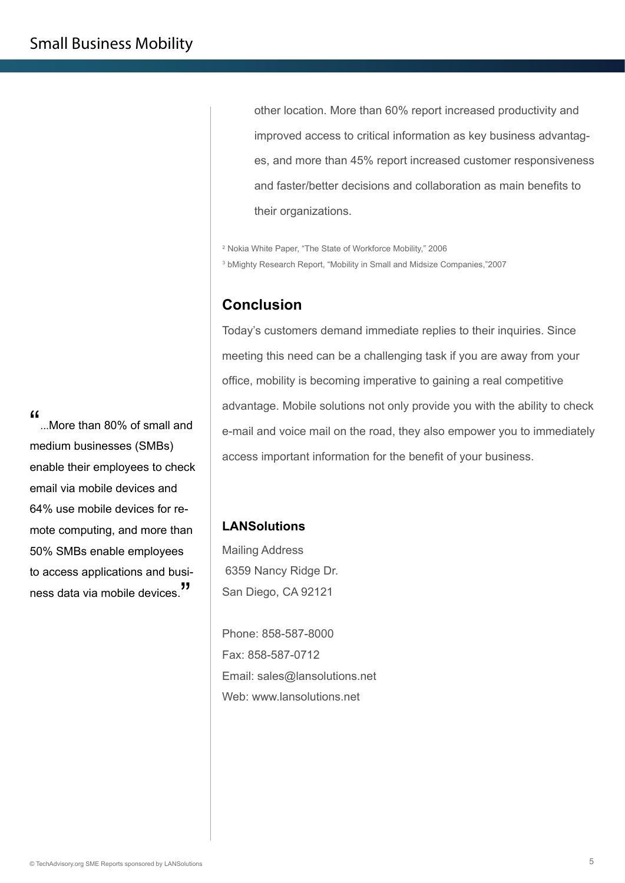other location. More than 60% report increased productivity and improved access to critical information as key business advantages, and more than 45% report increased customer responsiveness and faster/better decisions and collaboration as main benefits to their organizations.

[2] Nokia White Paper, "The State of Workforce Mobility," 2006

[3] bMighty Research Report, "Mobility in Small and Midsize Companies,"2007

> "...More than 80% of small and medium businesses (SMBs) enable their employees to check email via mobile devices and 64% use mobile devices for remote computing, and more than 50% SMBs enable employees to access applications and business data via mobile devices."

## Conclusion

Today's customers demand immediate replies to their inquiries. Since meeting this need can be a challenging task if you are away from your office, mobility is becoming imperative to gaining a real competitive advantage. Mobile solutions not only provide you with the ability to check e-mail and voice mail on the road, they also empower you to immediately access important information for the benefit of your business.

**LANSolutions**

Mailing Address
6359 Nancy Ridge Dr.
San Diego, CA 92121

Phone: 858-587-8000
Fax: 858-587-0712
Email: sales@lansolutions.net
Web: www.lansolutions.net